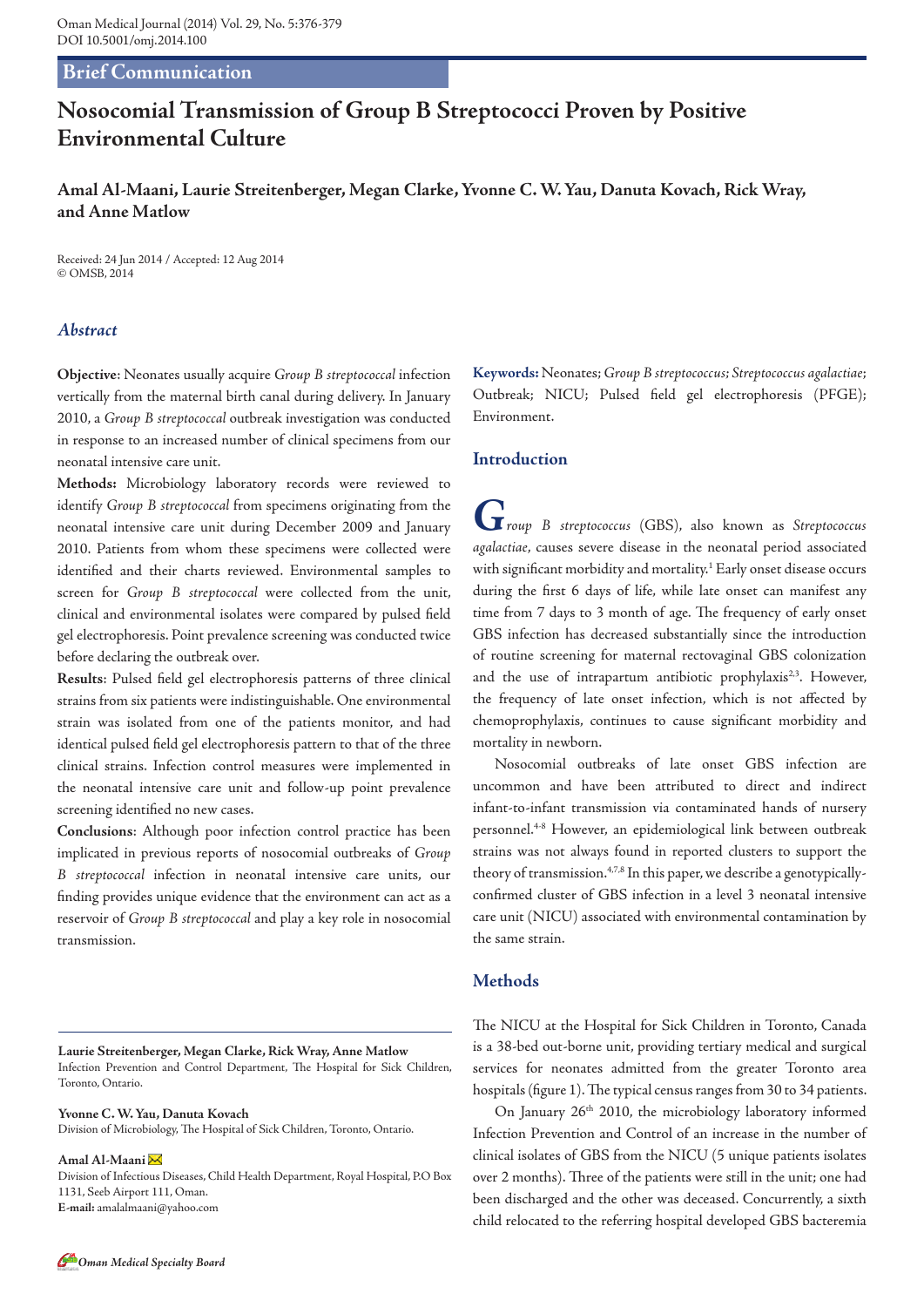Brief Communication

# Nosocomial Transmission of Group B Streptococci Proven by Positive Environmental Culture

**Amal Al-Maani, Laurie Streitenberger, Megan Clarke, Yvonne C. W. Yau, Danuta Kovach, Rick Wray, and Anne Matlow**

Received: 24 Jun 2014 / Accepted: 12 Aug 2014
© OMSB, 2014

## *Abstract*

**Objective**: Neonates usually acquire *Group B streptococcal* infection vertically from the maternal birth canal during delivery. In January 2010, a *Group B streptococcal* outbreak investigation was conducted in response to an increased number of clinical specimens from our neonatal intensive care unit.

**Methods:** Microbiology laboratory records were reviewed to identify *Group B streptococcal* from specimens originating from the neonatal intensive care unit during December 2009 and January 2010. Patients from whom these specimens were collected were identified and their charts reviewed. Environmental samples to screen for *Group B streptococcal* were collected from the unit, clinical and environmental isolates were compared by pulsed field gel electrophoresis. Point prevalence screening was conducted twice before declaring the outbreak over.

**Results**: Pulsed field gel electrophoresis patterns of three clinical strains from six patients were indistinguishable. One environmental strain was isolated from one of the patients monitor, and had identical pulsed field gel electrophoresis pattern to that of the three clinical strains. Infection control measures were implemented in the neonatal intensive care unit and follow-up point prevalence screening identified no new cases.

**Conclusions**: Although poor infection control practice has been implicated in previous reports of nosocomial outbreaks of *Group B streptococcal* infection in neonatal intensive care units, our finding provides unique evidence that the environment can act as a reservoir of *Group B streptococcal* and play a key role in nosocomial transmission.

**Keywords:** Neonates; *Group B streptococcus*; *Streptococcus agalactiae*; Outbreak; NICU; Pulsed field gel electrophoresis (PFGE); Environment.

## Introduction

*Group B streptococcus* (GBS), also known as *Streptococcus agalactiae*, causes severe disease in the neonatal period associated with significant morbidity and mortality.[1] Early onset disease occurs during the first 6 days of life, while late onset can manifest any time from 7 days to 3 month of age. The frequency of early onset GBS infection has decreased substantially since the introduction of routine screening for maternal rectovaginal GBS colonization and the use of intrapartum antibiotic prophylaxis[2,3]. However, the frequency of late onset infection, which is not affected by chemoprophylaxis, continues to cause significant morbidity and mortality in newborn.

Nosocomial outbreaks of late onset GBS infection are uncommon and have been attributed to direct and indirect infant-to-infant transmission via contaminated hands of nursery personnel.[4-8] However, an epidemiological link between outbreak strains was not always found in reported clusters to support the theory of transmission.[4,7,8] In this paper, we describe a genotypically-confirmed cluster of GBS infection in a level 3 neonatal intensive care unit (NICU) associated with environmental contamination by the same strain.

## Methods

The NICU at the Hospital for Sick Children in Toronto, Canada is a 38-bed out-borne unit, providing tertiary medical and surgical services for neonates admitted from the greater Toronto area hospitals (figure 1). The typical census ranges from 30 to 34 patients.

On January 26th 2010, the microbiology laboratory informed Infection Prevention and Control of an increase in the number of clinical isolates of GBS from the NICU (5 unique patients isolates over 2 months). Three of the patients were still in the unit; one had been discharged and the other was deceased. Concurrently, a sixth child relocated to the referring hospital developed GBS bacteremia

**Laurie Streitenberger, Megan Clarke, Rick Wray, Anne Matlow**
Infection Prevention and Control Department, The Hospital for Sick Children, Toronto, Ontario.

**Yvonne C. W. Yau, Danuta Kovach**
Division of Microbiology, The Hospital of Sick Children, Toronto, Ontario.

**Amal Al-Maani**
Division of Infectious Diseases, Child Health Department, Royal Hospital, P.O Box 1131, Seeb Airport 111, Oman.
**E-mail:** amalalmaani@yahoo.com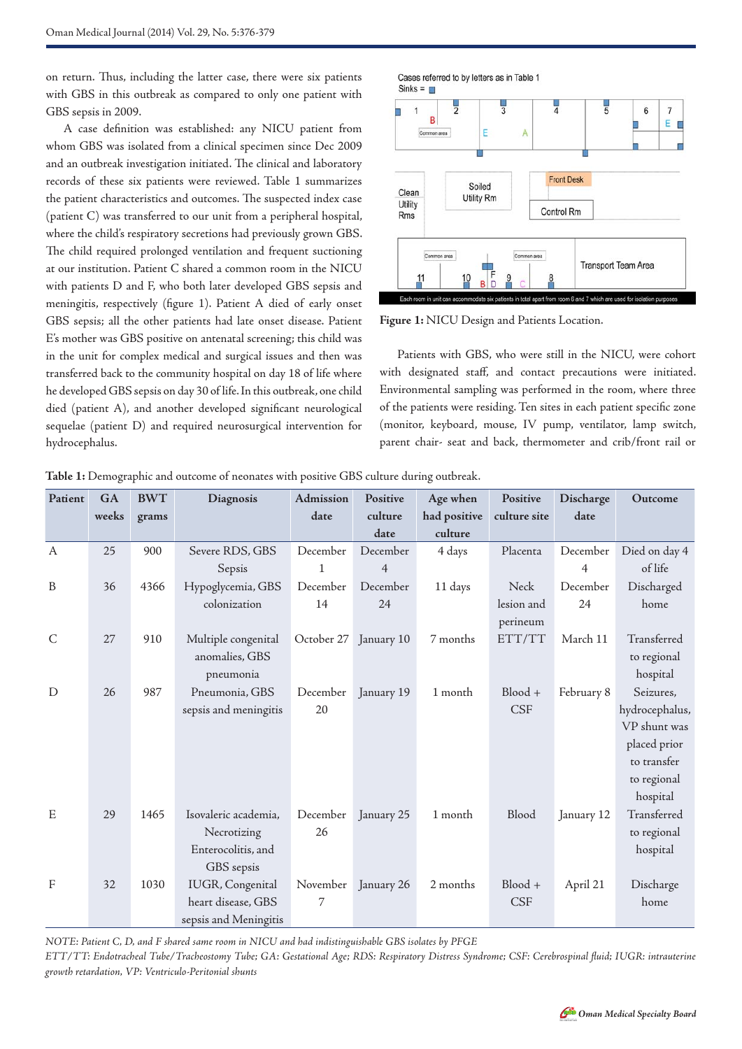on return. Thus, including the latter case, there were six patients with GBS in this outbreak as compared to only one patient with GBS sepsis in 2009.

A case definition was established: any NICU patient from whom GBS was isolated from a clinical specimen since Dec 2009 and an outbreak investigation initiated. The clinical and laboratory records of these six patients were reviewed. Table 1 summarizes the patient characteristics and outcomes. The suspected index case (patient C) was transferred to our unit from a peripheral hospital, where the child's respiratory secretions had previously grown GBS. The child required prolonged ventilation and frequent suctioning at our institution. Patient C shared a common room in the NICU with patients D and F, who both later developed GBS sepsis and meningitis, respectively (figure 1). Patient A died of early onset GBS sepsis; all the other patients had late onset disease. Patient E's mother was GBS positive on antenatal screening; this child was in the unit for complex medical and surgical issues and then was transferred back to the community hospital on day 18 of life where he developed GBS sepsis on day 30 of life. In this outbreak, one child died (patient A), and another developed significant neurological sequelae (patient D) and required neurosurgical intervention for hydrocephalus.

Cases referred to by letters as in Table 1

Sinks =

Each room in unit can accommodate six patients in total apart from room 6 and 7 which are used for isolation purposes

Figure 1: NICU Design and Patients Location.

Patients with GBS, who were still in the NICU, were cohort with designated staff, and contact precautions were initiated. Environmental sampling was performed in the room, where three of the patients were residing. Ten sites in each patient specific zone (monitor, keyboard, mouse, IV pump, ventilator, lamp switch, parent chair- seat and back, thermometer and crib/front rail or

**Table 1:** Demographic and outcome of neonates with positive GBS culture during outbreak.

| Patient | GA weeks | BWT grams | Diagnosis | Admission date | Positive culture date | Age when had positive culture | Positive culture site | Discharge date | Outcome |
|---|---|---|---|---|---|---|---|---|---|
| A | 25 | 900 | Severe RDS, GBS Sepsis | December 1 | December 4 | 4 days | Placenta | December 4 | Died on day 4 of life |
| B | 36 | 4366 | Hypoglycemia, GBS colonization | December 14 | December 24 | 11 days | Neck lesion and perineum | December 24 | Discharged home |
| C | 27 | 910 | Multiple congenital anomalies, GBS pneumonia | October 27 | January 10 | 7 months | ETT/TT | March 11 | Transferred to regional hospital |
| D | 26 | 987 | Pneumonia, GBS sepsis and meningitis | December 20 | January 19 | 1 month | Blood + CSF | February 8 | Seizures, hydrocephalus, VP shunt was placed prior to transfer to regional hospital |
| E | 29 | 1465 | Isovaleric academia, Necrotizing Enterocolitis, and GBS sepsis | December 26 | January 25 | 1 month | Blood | January 12 | Transferred to regional hospital |
| F | 32 | 1030 | IUGR, Congenital heart disease, GBS sepsis and Meningitis | November 7 | January 26 | 2 months | Blood + CSF | April 21 | Discharge home |

*NOTE: Patient C, D, and F shared same room in NICU and had indistinguishable GBS isolates by PFGE*

*ETT/TT: Endotracheal Tube/Tracheostomy Tube; GA: Gestational Age; RDS: Respiratory Distress Syndrome; CSF: Cerebrospinal fluid; IUGR: intrauterine growth retardation, VP: Ventriculo-Peritonial shunts*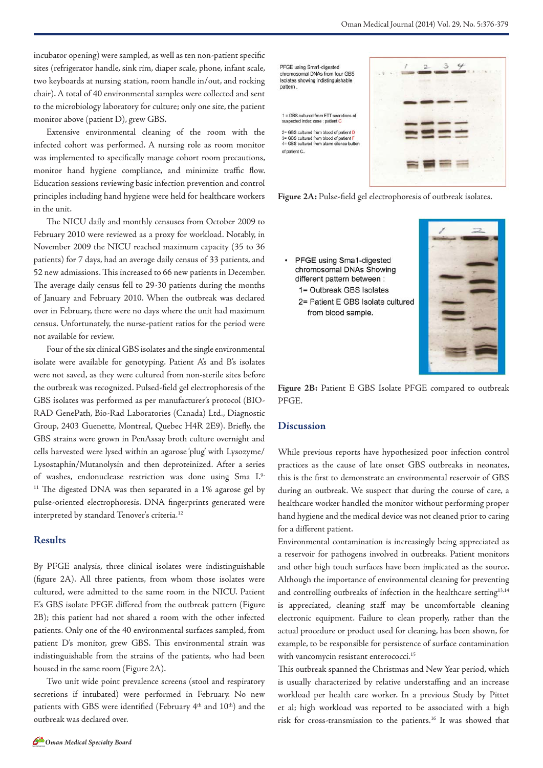incubator opening) were sampled, as well as ten non-patient specific sites (refrigerator handle, sink rim, diaper scale, phone, infant scale, two keyboards at nursing station, room handle in/out, and rocking chair). A total of 40 environmental samples were collected and sent to the microbiology laboratory for culture; only one site, the patient monitor above (patient D), grew GBS.

Extensive environmental cleaning of the room with the infected cohort was performed. A nursing role as room monitor was implemented to specifically manage cohort room precautions, monitor hand hygiene compliance, and minimize traffic flow. Education sessions reviewing basic infection prevention and control principles including hand hygiene were held for healthcare workers in the unit.

The NICU daily and monthly censuses from October 2009 to February 2010 were reviewed as a proxy for workload. Notably, in November 2009 the NICU reached maximum capacity (35 to 36 patients) for 7 days, had an average daily census of 33 patients, and 52 new admissions. This increased to 66 new patients in December. The average daily census fell to 29-30 patients during the months of January and February 2010. When the outbreak was declared over in February, there were no days where the unit had maximum census. Unfortunately, the nurse-patient ratios for the period were not available for review.

Four of the six clinical GBS isolates and the single environmental isolate were available for genotyping. Patient A's and B's isolates were not saved, as they were cultured from non-sterile sites before the outbreak was recognized. Pulsed-field gel electrophoresis of the GBS isolates was performed as per manufacturer's protocol (BIO-RAD GenePath, Bio-Rad Laboratories (Canada) Ltd., Diagnostic Group, 2403 Guenette, Montreal, Quebec H4R 2E9). Briefly, the GBS strains were grown in PenAssay broth culture overnight and cells harvested were lysed within an agarose 'plug' with Lysozyme/Lysostaphin/Mutanolysin and then deproteinized. After a series of washes, endonuclease restriction was done using Sma I.[9-11] The digested DNA was then separated in a 1% agarose gel by pulse-oriented electrophoresis. DNA fingerprints generated were interpreted by standard Tenover's criteria.[12]

## Results

By PFGE analysis, three clinical isolates were indistinguishable (figure 2A). All three patients, from whom those isolates were cultured, were admitted to the same room in the NICU. Patient E's GBS isolate PFGE differed from the outbreak pattern (Figure 2B); this patient had not shared a room with the other infected patients. Only one of the 40 environmental surfaces sampled, from patient D's monitor, grew GBS. This environmental strain was indistinguishable from the strains of the patients, who had been housed in the same room (Figure 2A).

Two unit wide point prevalence screens (stool and respiratory secretions if intubated) were performed in February. No new patients with GBS were identified (February 4th and 10th) and the outbreak was declared over.

PFGE using Sma1-digested chromosomal DNAs from four GBS Isolates showing indistinguishable pattern.

1 = GBS cultured from ETT secretions of suspected index case ; patient C

2= GBS cultured from blood of patient D
3= GBS cultured from blood of patient F
4= GBS cultured from alarm silence button of patient C.

**Figure 2A:** Pulse-field gel electrophoresis of outbreak isolates.

- PFGE using Sma1-digested chromosomal DNAs Showing different pattern between :
  1= Outbreak GBS Isolates
  2= Patient E GBS Isolate cultured from blood sample.

**Figure 2B:** Patient E GBS Isolate PFGE compared to outbreak PFGE.

## Discussion

While previous reports have hypothesized poor infection control practices as the cause of late onset GBS outbreaks in neonates, this is the first to demonstrate an environmental reservoir of GBS during an outbreak. We suspect that during the course of care, a healthcare worker handled the monitor without performing proper hand hygiene and the medical device was not cleaned prior to caring for a different patient.

Environmental contamination is increasingly being appreciated as a reservoir for pathogens involved in outbreaks. Patient monitors and other high touch surfaces have been implicated as the source. Although the importance of environmental cleaning for preventing and controlling outbreaks of infection in the healthcare setting[13,14] is appreciated, cleaning staff may be uncomfortable cleaning electronic equipment. Failure to clean properly, rather than the actual procedure or product used for cleaning, has been shown, for example, to be responsible for persistence of surface contamination with vancomycin resistant enterococci.[15]

This outbreak spanned the Christmas and New Year period, which is usually characterized by relative understaffing and an increase workload per health care worker. In a previous Study by Pittet et al; high workload was reported to be associated with a high risk for cross-transmission to the patients.[16] It was showed that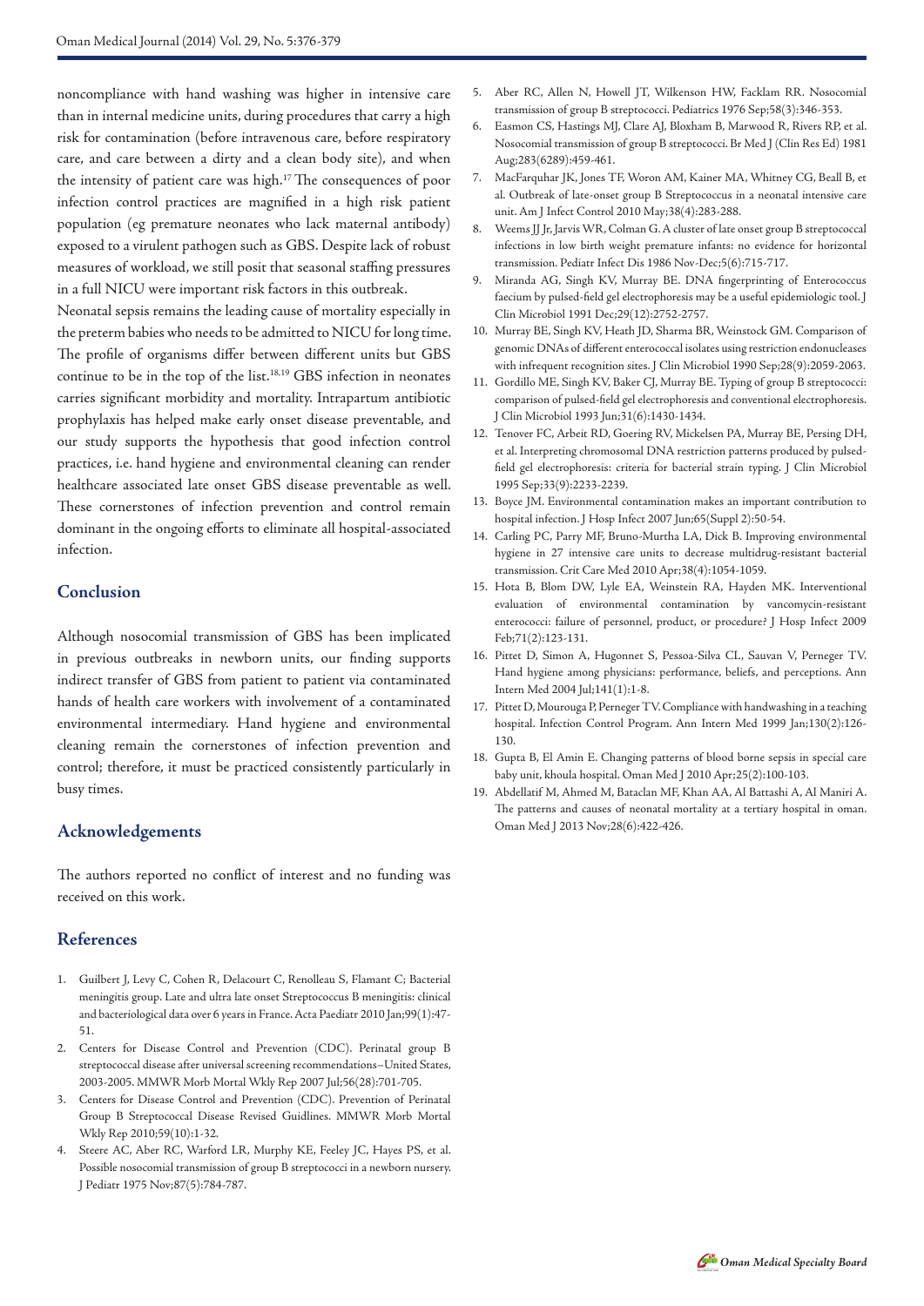noncompliance with hand washing was higher in intensive care than in internal medicine units, during procedures that carry a high risk for contamination (before intravenous care, before respiratory care, and care between a dirty and a clean body site), and when the intensity of patient care was high.[17] The consequences of poor infection control practices are magnified in a high risk patient population (eg premature neonates who lack maternal antibody) exposed to a virulent pathogen such as GBS. Despite lack of robust measures of workload, we still posit that seasonal staffing pressures in a full NICU were important risk factors in this outbreak.

Neonatal sepsis remains the leading cause of mortality especially in the preterm babies who needs to be admitted to NICU for long time. The profile of organisms differ between different units but GBS continue to be in the top of the list.[18,19] GBS infection in neonates carries significant morbidity and mortality. Intrapartum antibiotic prophylaxis has helped make early onset disease preventable, and our study supports the hypothesis that good infection control practices, i.e. hand hygiene and environmental cleaning can render healthcare associated late onset GBS disease preventable as well. These cornerstones of infection prevention and control remain dominant in the ongoing efforts to eliminate all hospital-associated infection.

## Conclusion

Although nosocomial transmission of GBS has been implicated in previous outbreaks in newborn units, our finding supports indirect transfer of GBS from patient to patient via contaminated hands of health care workers with involvement of a contaminated environmental intermediary. Hand hygiene and environmental cleaning remain the cornerstones of infection prevention and control; therefore, it must be practiced consistently particularly in busy times.

## Acknowledgements

The authors reported no conflict of interest and no funding was received on this work.

## References

1. Guilbert J, Levy C, Cohen R, Delacourt C, Renolleau S, Flamant C; Bacterial meningitis group. Late and ultra late onset Streptococcus B meningitis: clinical and bacteriological data over 6 years in France. Acta Paediatr 2010 Jan;99(1):47-51.
2. Centers for Disease Control and Prevention (CDC). Perinatal group B streptococcal disease after universal screening recommendations–United States, 2003-2005. MMWR Morb Mortal Wkly Rep 2007 Jul;56(28):701-705.
3. Centers for Disease Control and Prevention (CDC). Prevention of Perinatal Group B Streptococcal Disease Revised Guidlines. MMWR Morb Mortal Wkly Rep 2010;59(10):1-32.
4. Steere AC, Aber RC, Warford LR, Murphy KE, Feeley JC, Hayes PS, et al. Possible nosocomial transmission of group B streptococci in a newborn nursery. J Pediatr 1975 Nov;87(5):784-787.
5. Aber RC, Allen N, Howell JT, Wilkenson HW, Facklam RR. Nosocomial transmission of group B streptococci. Pediatrics 1976 Sep;58(3):346-353.
6. Easmon CS, Hastings MJ, Clare AJ, Bloxham B, Marwood R, Rivers RP, et al. Nosocomial transmission of group B streptococci. Br Med J (Clin Res Ed) 1981 Aug;283(6289):459-461.
7. MacFarquhar JK, Jones TF, Woron AM, Kainer MA, Whitney CG, Beall B, et al. Outbreak of late-onset group B Streptococcus in a neonatal intensive care unit. Am J Infect Control 2010 May;38(4):283-288.
8. Weems JJ Jr, Jarvis WR, Colman G. A cluster of late onset group B streptococcal infections in low birth weight premature infants: no evidence for horizontal transmission. Pediatr Infect Dis 1986 Nov-Dec;5(6):715-717.
9. Miranda AG, Singh KV, Murray BE. DNA fingerprinting of Enterococcus faecium by pulsed-field gel electrophoresis may be a useful epidemiologic tool. J Clin Microbiol 1991 Dec;29(12):2752-2757.
10. Murray BE, Singh KV, Heath JD, Sharma BR, Weinstock GM. Comparison of genomic DNAs of different enterococcal isolates using restriction endonucleases with infrequent recognition sites. J Clin Microbiol 1990 Sep;28(9):2059-2063.
11. Gordillo ME, Singh KV, Baker CJ, Murray BE. Typing of group B streptococci: comparison of pulsed-field gel electrophoresis and conventional electrophoresis. J Clin Microbiol 1993 Jun;31(6):1430-1434.
12. Tenover FC, Arbeit RD, Goering RV, Mickelsen PA, Murray BE, Persing DH, et al. Interpreting chromosomal DNA restriction patterns produced by pulsed-field gel electrophoresis: criteria for bacterial strain typing. J Clin Microbiol 1995 Sep;33(9):2233-2239.
13. Boyce JM. Environmental contamination makes an important contribution to hospital infection. J Hosp Infect 2007 Jun;65(Suppl 2):50-54.
14. Carling PC, Parry MF, Bruno-Murtha LA, Dick B. Improving environmental hygiene in 27 intensive care units to decrease multidrug-resistant bacterial transmission. Crit Care Med 2010 Apr;38(4):1054-1059.
15. Hota B, Blom DW, Lyle EA, Weinstein RA, Hayden MK. Interventional evaluation of environmental contamination by vancomycin-resistant enterococci: failure of personnel, product, or procedure? J Hosp Infect 2009 Feb;71(2):123-131.
16. Pittet D, Simon A, Hugonnet S, Pessoa-Silva CL, Sauvan V, Perneger TV. Hand hygiene among physicians: performance, beliefs, and perceptions. Ann Intern Med 2004 Jul;141(1):1-8.
17. Pittet D, Mourouga P, Perneger TV. Compliance with handwashing in a teaching hospital. Infection Control Program. Ann Intern Med 1999 Jan;130(2):126-130.
18. Gupta B, El Amin E. Changing patterns of blood borne sepsis in special care baby unit, khoula hospital. Oman Med J 2010 Apr;25(2):100-103.
19. Abdellatif M, Ahmed M, Bataclan MF, Khan AA, Al Battashi A, Al Maniri A. The patterns and causes of neonatal mortality at a tertiary hospital in oman. Oman Med J 2013 Nov;28(6):422-426.